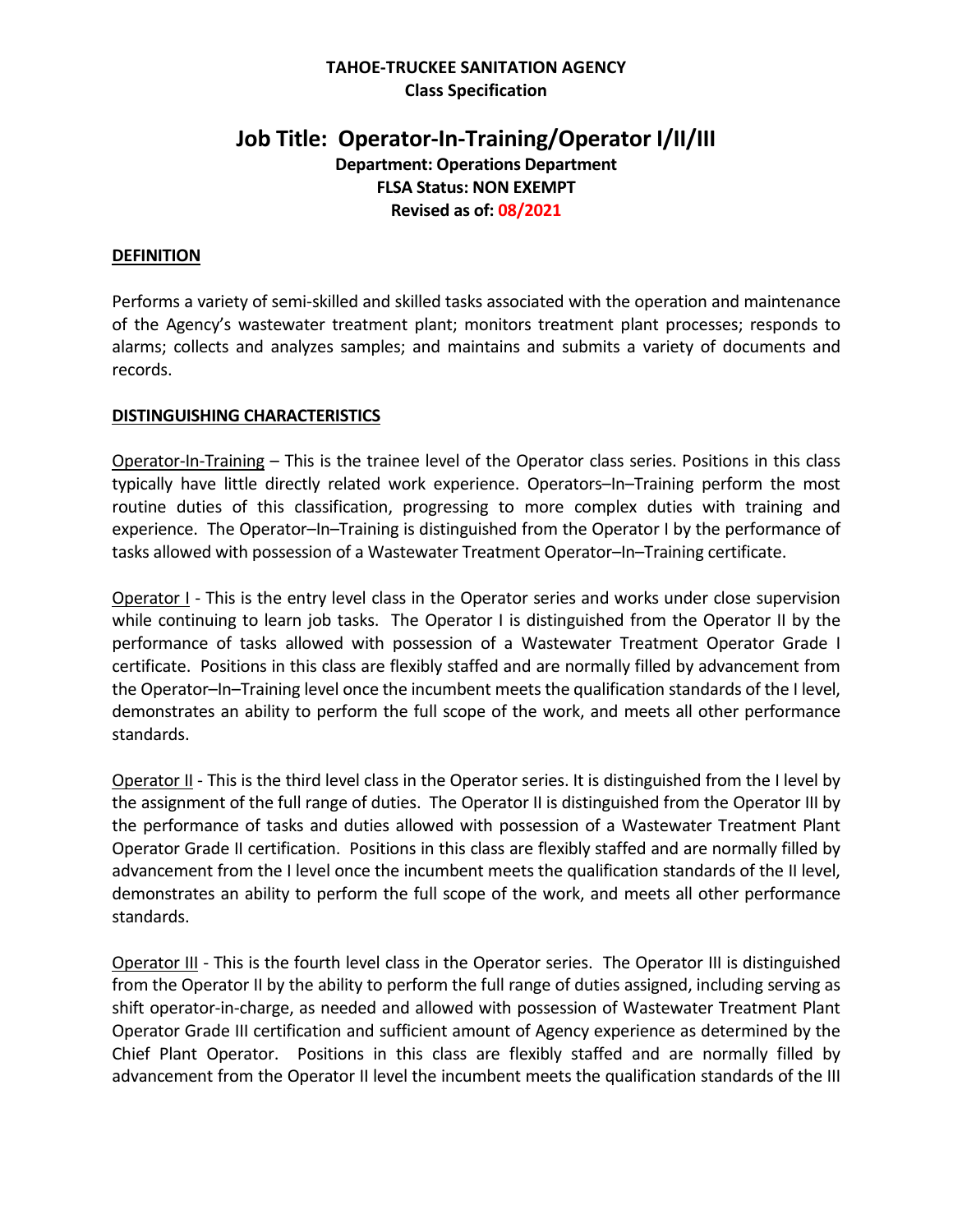**TAHOE-TRUCKEE SANITATION AGENCY**
**Class Specification**

# Job Title: Operator-In-Training/Operator I/II/III

**Department: Operations Department**
**FLSA Status: NON EXEMPT**
**Revised as of: 08/2021**

## DEFINITION

Performs a variety of semi-skilled and skilled tasks associated with the operation and maintenance of the Agency's wastewater treatment plant; monitors treatment plant processes; responds to alarms; collects and analyzes samples; and maintains and submits a variety of documents and records.

## DISTINGUISHING CHARACTERISTICS

Operator-In-Training – This is the trainee level of the Operator class series. Positions in this class typically have little directly related work experience. Operators–In–Training perform the most routine duties of this classification, progressing to more complex duties with training and experience. The Operator–In–Training is distinguished from the Operator I by the performance of tasks allowed with possession of a Wastewater Treatment Operator–In–Training certificate.

Operator I - This is the entry level class in the Operator series and works under close supervision while continuing to learn job tasks. The Operator I is distinguished from the Operator II by the performance of tasks allowed with possession of a Wastewater Treatment Operator Grade I certificate. Positions in this class are flexibly staffed and are normally filled by advancement from the Operator–In–Training level once the incumbent meets the qualification standards of the I level, demonstrates an ability to perform the full scope of the work, and meets all other performance standards.

Operator II - This is the third level class in the Operator series. It is distinguished from the I level by the assignment of the full range of duties. The Operator II is distinguished from the Operator III by the performance of tasks and duties allowed with possession of a Wastewater Treatment Plant Operator Grade II certification. Positions in this class are flexibly staffed and are normally filled by advancement from the I level once the incumbent meets the qualification standards of the II level, demonstrates an ability to perform the full scope of the work, and meets all other performance standards.

Operator III - This is the fourth level class in the Operator series. The Operator III is distinguished from the Operator II by the ability to perform the full range of duties assigned, including serving as shift operator-in-charge, as needed and allowed with possession of Wastewater Treatment Plant Operator Grade III certification and sufficient amount of Agency experience as determined by the Chief Plant Operator. Positions in this class are flexibly staffed and are normally filled by advancement from the Operator II level the incumbent meets the qualification standards of the III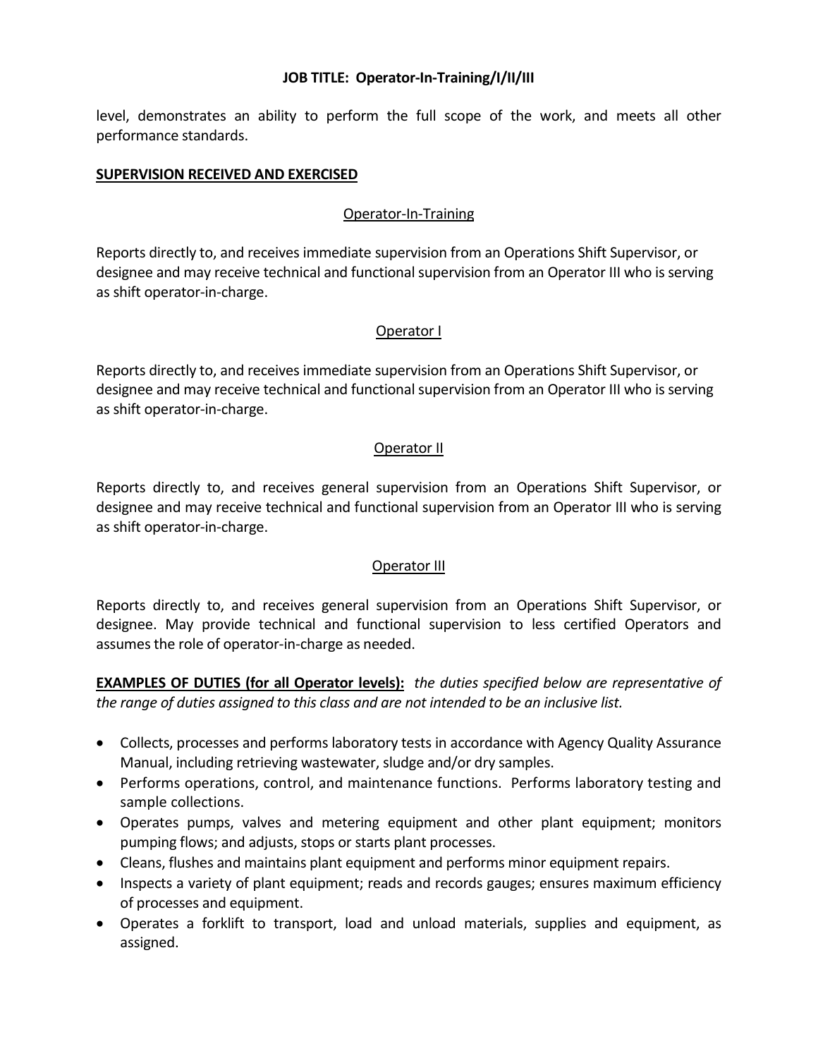level, demonstrates an ability to perform the full scope of the work, and meets all other performance standards.

## SUPERVISION RECEIVED AND EXERCISED

### Operator-In-Training

Reports directly to, and receives immediate supervision from an Operations Shift Supervisor, or designee and may receive technical and functional supervision from an Operator III who is serving as shift operator-in-charge.

### Operator I

Reports directly to, and receives immediate supervision from an Operations Shift Supervisor, or designee and may receive technical and functional supervision from an Operator III who is serving as shift operator-in-charge.

### Operator II

Reports directly to, and receives general supervision from an Operations Shift Supervisor, or designee and may receive technical and functional supervision from an Operator III who is serving as shift operator-in-charge.

### Operator III

Reports directly to, and receives general supervision from an Operations Shift Supervisor, or designee. May provide technical and functional supervision to less certified Operators and assumes the role of operator-in-charge as needed.

**EXAMPLES OF DUTIES (for all Operator levels):** *the duties specified below are representative of the range of duties assigned to this class and are not intended to be an inclusive list.*

- Collects, processes and performs laboratory tests in accordance with Agency Quality Assurance Manual, including retrieving wastewater, sludge and/or dry samples.
- Performs operations, control, and maintenance functions. Performs laboratory testing and sample collections.
- Operates pumps, valves and metering equipment and other plant equipment; monitors pumping flows; and adjusts, stops or starts plant processes.
- Cleans, flushes and maintains plant equipment and performs minor equipment repairs.
- Inspects a variety of plant equipment; reads and records gauges; ensures maximum efficiency of processes and equipment.
- Operates a forklift to transport, load and unload materials, supplies and equipment, as assigned.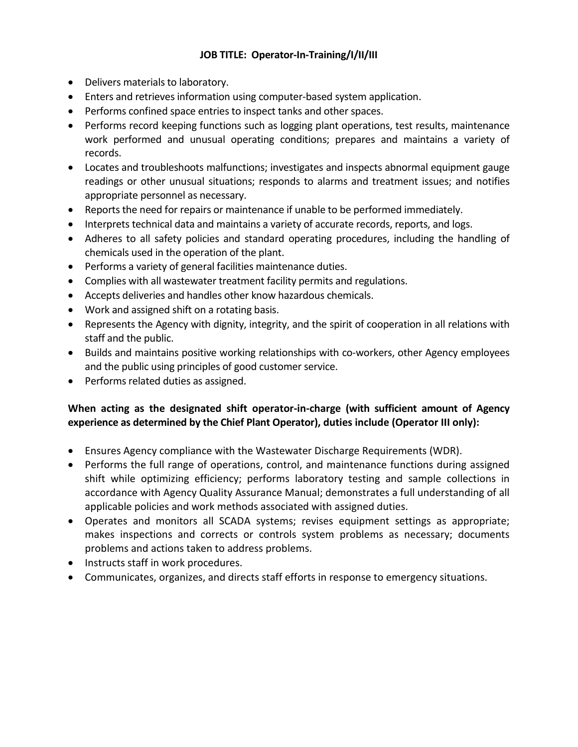**JOB TITLE: Operator-In-Training/I/II/III**

- Delivers materials to laboratory.
- Enters and retrieves information using computer-based system application.
- Performs confined space entries to inspect tanks and other spaces.
- Performs record keeping functions such as logging plant operations, test results, maintenance work performed and unusual operating conditions; prepares and maintains a variety of records.
- Locates and troubleshoots malfunctions; investigates and inspects abnormal equipment gauge readings or other unusual situations; responds to alarms and treatment issues; and notifies appropriate personnel as necessary.
- Reports the need for repairs or maintenance if unable to be performed immediately.
- Interprets technical data and maintains a variety of accurate records, reports, and logs.
- Adheres to all safety policies and standard operating procedures, including the handling of chemicals used in the operation of the plant.
- Performs a variety of general facilities maintenance duties.
- Complies with all wastewater treatment facility permits and regulations.
- Accepts deliveries and handles other know hazardous chemicals.
- Work and assigned shift on a rotating basis.
- Represents the Agency with dignity, integrity, and the spirit of cooperation in all relations with staff and the public.
- Builds and maintains positive working relationships with co-workers, other Agency employees and the public using principles of good customer service.
- Performs related duties as assigned.

**When acting as the designated shift operator-in-charge (with sufficient amount of Agency experience as determined by the Chief Plant Operator), duties include (Operator III only):**

- Ensures Agency compliance with the Wastewater Discharge Requirements (WDR).
- Performs the full range of operations, control, and maintenance functions during assigned shift while optimizing efficiency; performs laboratory testing and sample collections in accordance with Agency Quality Assurance Manual; demonstrates a full understanding of all applicable policies and work methods associated with assigned duties.
- Operates and monitors all SCADA systems; revises equipment settings as appropriate; makes inspections and corrects or controls system problems as necessary; documents problems and actions taken to address problems.
- Instructs staff in work procedures.
- Communicates, organizes, and directs staff efforts in response to emergency situations.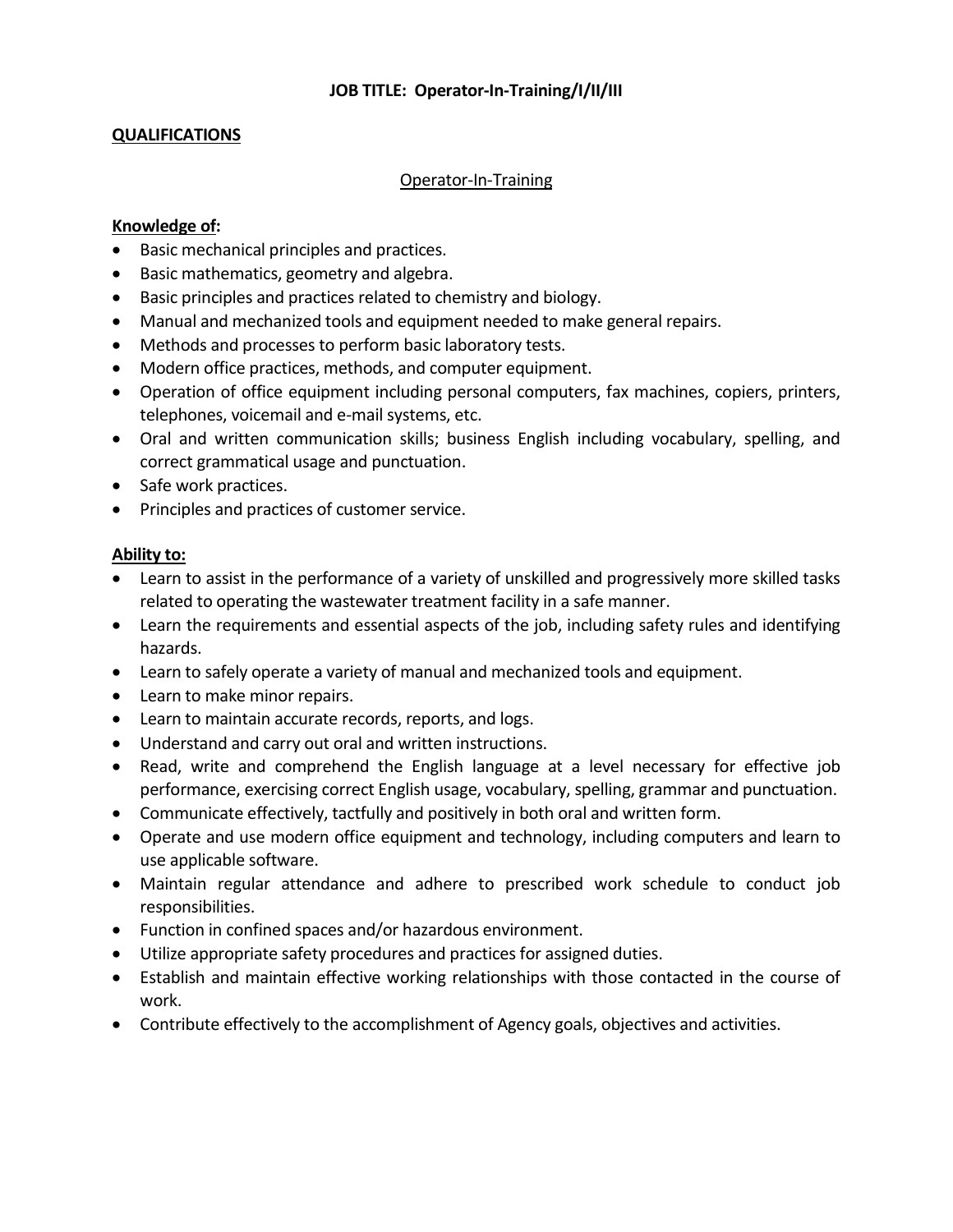**JOB TITLE: Operator-In-Training/I/II/III**

**QUALIFICATIONS**

Operator-In-Training

**Knowledge of:**

- Basic mechanical principles and practices.
- Basic mathematics, geometry and algebra.
- Basic principles and practices related to chemistry and biology.
- Manual and mechanized tools and equipment needed to make general repairs.
- Methods and processes to perform basic laboratory tests.
- Modern office practices, methods, and computer equipment.
- Operation of office equipment including personal computers, fax machines, copiers, printers, telephones, voicemail and e-mail systems, etc.
- Oral and written communication skills; business English including vocabulary, spelling, and correct grammatical usage and punctuation.
- Safe work practices.
- Principles and practices of customer service.

**Ability to:**

- Learn to assist in the performance of a variety of unskilled and progressively more skilled tasks related to operating the wastewater treatment facility in a safe manner.
- Learn the requirements and essential aspects of the job, including safety rules and identifying hazards.
- Learn to safely operate a variety of manual and mechanized tools and equipment.
- Learn to make minor repairs.
- Learn to maintain accurate records, reports, and logs.
- Understand and carry out oral and written instructions.
- Read, write and comprehend the English language at a level necessary for effective job performance, exercising correct English usage, vocabulary, spelling, grammar and punctuation.
- Communicate effectively, tactfully and positively in both oral and written form.
- Operate and use modern office equipment and technology, including computers and learn to use applicable software.
- Maintain regular attendance and adhere to prescribed work schedule to conduct job responsibilities.
- Function in confined spaces and/or hazardous environment.
- Utilize appropriate safety procedures and practices for assigned duties.
- Establish and maintain effective working relationships with those contacted in the course of work.
- Contribute effectively to the accomplishment of Agency goals, objectives and activities.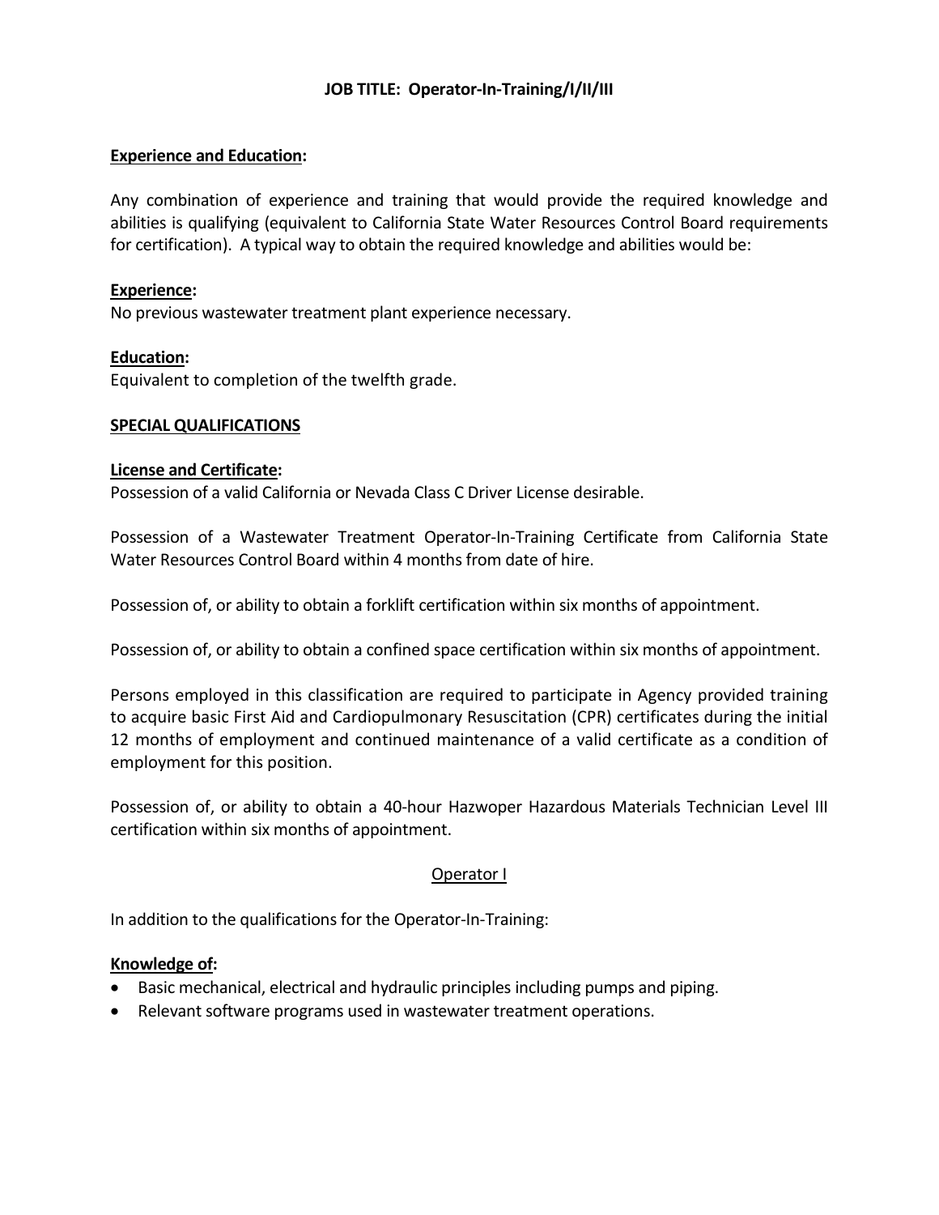**JOB TITLE: Operator-In-Training/I/II/III**

**Experience and Education:**

Any combination of experience and training that would provide the required knowledge and abilities is qualifying (equivalent to California State Water Resources Control Board requirements for certification). A typical way to obtain the required knowledge and abilities would be:

**Experience:**
No previous wastewater treatment plant experience necessary.

**Education:**
Equivalent to completion of the twelfth grade.

**SPECIAL QUALIFICATIONS**

**License and Certificate:**
Possession of a valid California or Nevada Class C Driver License desirable.

Possession of a Wastewater Treatment Operator-In-Training Certificate from California State Water Resources Control Board within 4 months from date of hire.

Possession of, or ability to obtain a forklift certification within six months of appointment.

Possession of, or ability to obtain a confined space certification within six months of appointment.

Persons employed in this classification are required to participate in Agency provided training to acquire basic First Aid and Cardiopulmonary Resuscitation (CPR) certificates during the initial 12 months of employment and continued maintenance of a valid certificate as a condition of employment for this position.

Possession of, or ability to obtain a 40-hour Hazwoper Hazardous Materials Technician Level III certification within six months of appointment.

Operator I

In addition to the qualifications for the Operator-In-Training:

**Knowledge of:**

- Basic mechanical, electrical and hydraulic principles including pumps and piping.
- Relevant software programs used in wastewater treatment operations.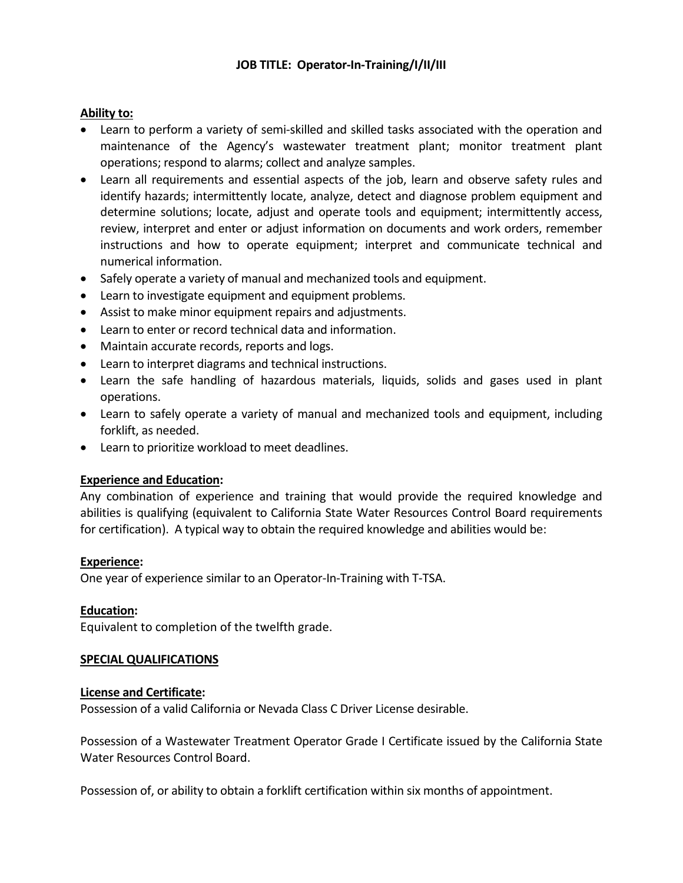**JOB TITLE: Operator-In-Training/I/II/III**

**Ability to:**

- Learn to perform a variety of semi-skilled and skilled tasks associated with the operation and maintenance of the Agency's wastewater treatment plant; monitor treatment plant operations; respond to alarms; collect and analyze samples.
- Learn all requirements and essential aspects of the job, learn and observe safety rules and identify hazards; intermittently locate, analyze, detect and diagnose problem equipment and determine solutions; locate, adjust and operate tools and equipment; intermittently access, review, interpret and enter or adjust information on documents and work orders, remember instructions and how to operate equipment; interpret and communicate technical and numerical information.
- Safely operate a variety of manual and mechanized tools and equipment.
- Learn to investigate equipment and equipment problems.
- Assist to make minor equipment repairs and adjustments.
- Learn to enter or record technical data and information.
- Maintain accurate records, reports and logs.
- Learn to interpret diagrams and technical instructions.
- Learn the safe handling of hazardous materials, liquids, solids and gases used in plant operations.
- Learn to safely operate a variety of manual and mechanized tools and equipment, including forklift, as needed.
- Learn to prioritize workload to meet deadlines.

**Experience and Education:**

Any combination of experience and training that would provide the required knowledge and abilities is qualifying (equivalent to California State Water Resources Control Board requirements for certification). A typical way to obtain the required knowledge and abilities would be:

**Experience:**

One year of experience similar to an Operator-In-Training with T-TSA.

**Education:**

Equivalent to completion of the twelfth grade.

**SPECIAL QUALIFICATIONS**

**License and Certificate:**

Possession of a valid California or Nevada Class C Driver License desirable.

Possession of a Wastewater Treatment Operator Grade I Certificate issued by the California State Water Resources Control Board.

Possession of, or ability to obtain a forklift certification within six months of appointment.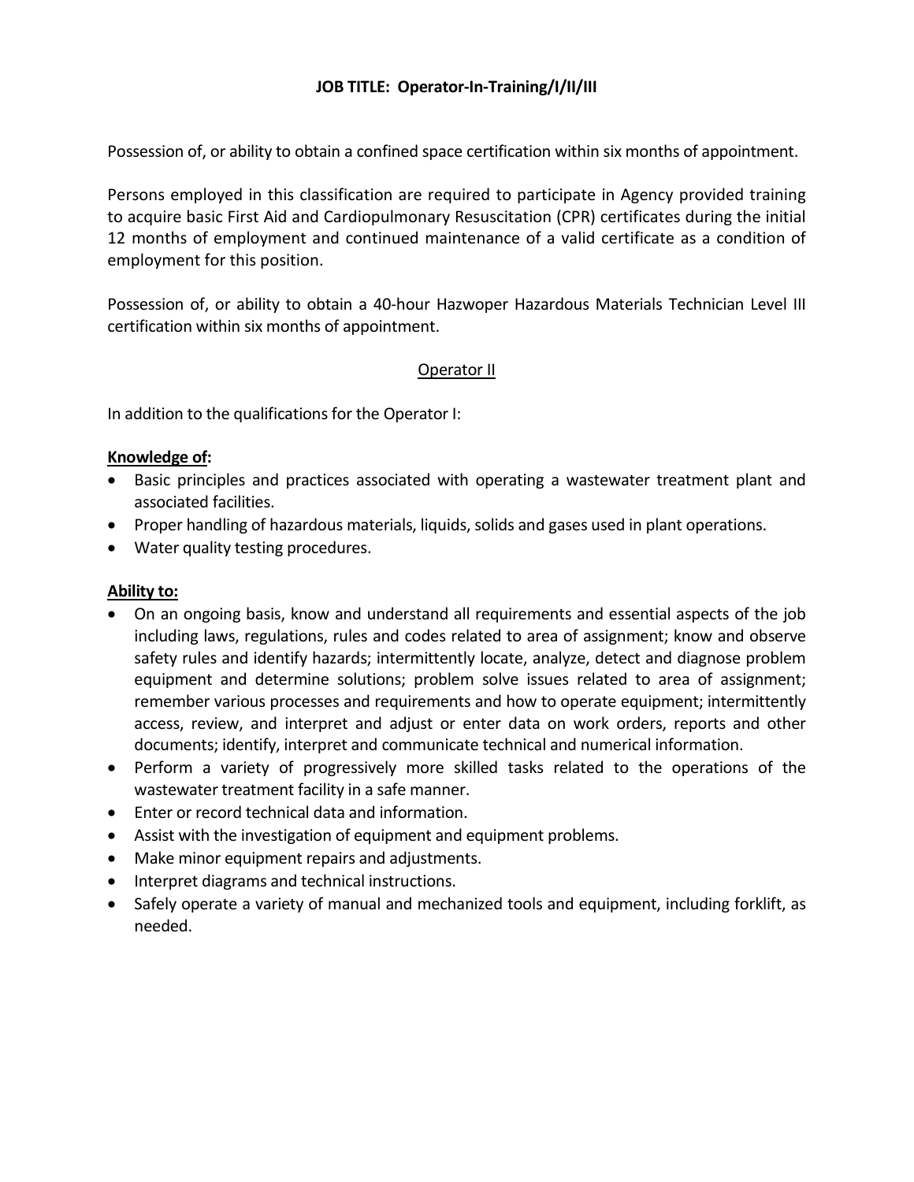**JOB TITLE: Operator-In-Training/I/II/III**

Possession of, or ability to obtain a confined space certification within six months of appointment.

Persons employed in this classification are required to participate in Agency provided training to acquire basic First Aid and Cardiopulmonary Resuscitation (CPR) certificates during the initial 12 months of employment and continued maintenance of a valid certificate as a condition of employment for this position.

Possession of, or ability to obtain a 40-hour Hazwoper Hazardous Materials Technician Level III certification within six months of appointment.

## Operator II

In addition to the qualifications for the Operator I:

**Knowledge of:**

- Basic principles and practices associated with operating a wastewater treatment plant and associated facilities.
- Proper handling of hazardous materials, liquids, solids and gases used in plant operations.
- Water quality testing procedures.

**Ability to:**

- On an ongoing basis, know and understand all requirements and essential aspects of the job including laws, regulations, rules and codes related to area of assignment; know and observe safety rules and identify hazards; intermittently locate, analyze, detect and diagnose problem equipment and determine solutions; problem solve issues related to area of assignment; remember various processes and requirements and how to operate equipment; intermittently access, review, and interpret and adjust or enter data on work orders, reports and other documents; identify, interpret and communicate technical and numerical information.
- Perform a variety of progressively more skilled tasks related to the operations of the wastewater treatment facility in a safe manner.
- Enter or record technical data and information.
- Assist with the investigation of equipment and equipment problems.
- Make minor equipment repairs and adjustments.
- Interpret diagrams and technical instructions.
- Safely operate a variety of manual and mechanized tools and equipment, including forklift, as needed.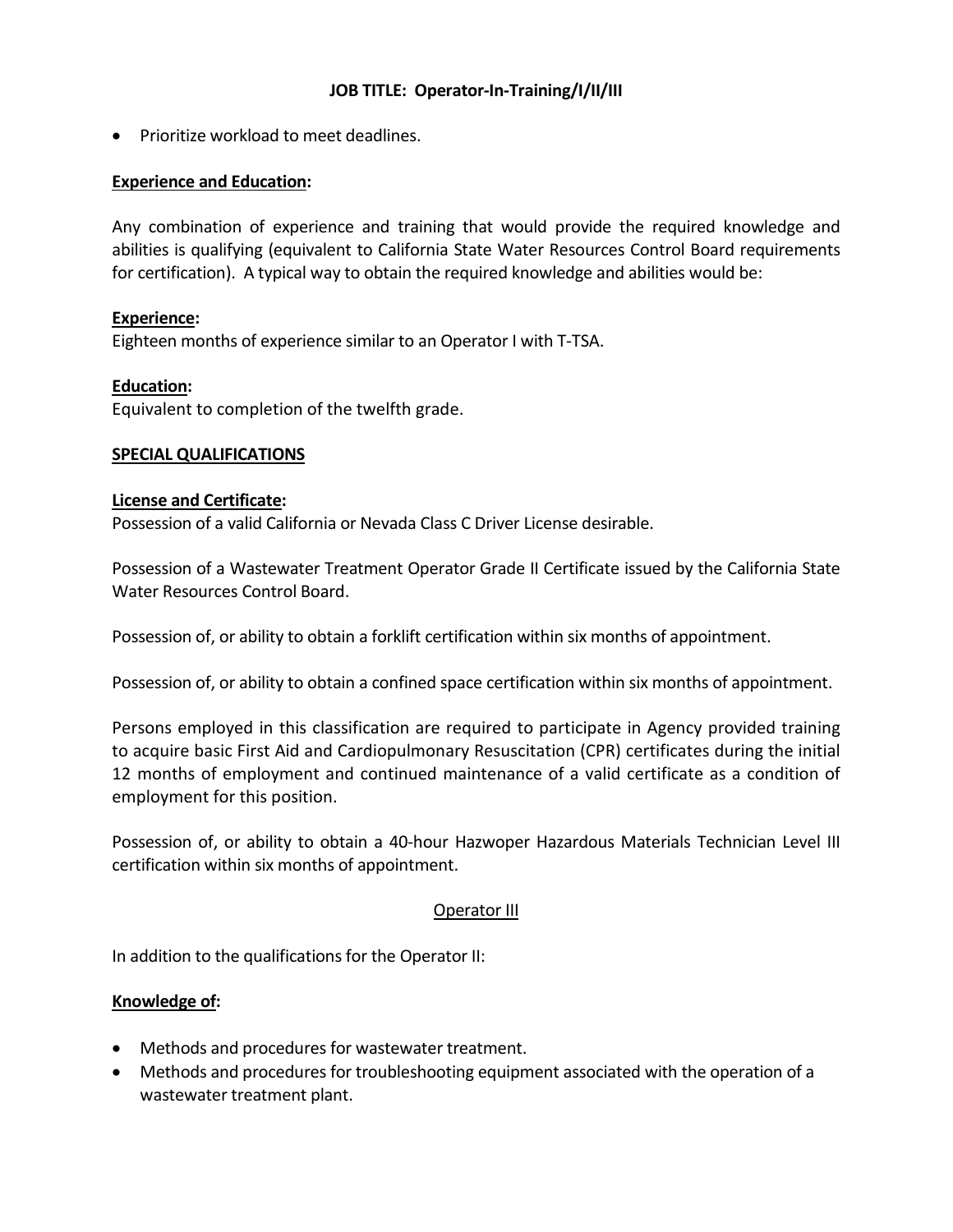- Prioritize workload to meet deadlines.

**Experience and Education:**

Any combination of experience and training that would provide the required knowledge and abilities is qualifying (equivalent to California State Water Resources Control Board requirements for certification). A typical way to obtain the required knowledge and abilities would be:

**Experience:**
Eighteen months of experience similar to an Operator I with T-TSA.

**Education:**
Equivalent to completion of the twelfth grade.

**SPECIAL QUALIFICATIONS**

**License and Certificate:**
Possession of a valid California or Nevada Class C Driver License desirable.

Possession of a Wastewater Treatment Operator Grade II Certificate issued by the California State Water Resources Control Board.

Possession of, or ability to obtain a forklift certification within six months of appointment.

Possession of, or ability to obtain a confined space certification within six months of appointment.

Persons employed in this classification are required to participate in Agency provided training to acquire basic First Aid and Cardiopulmonary Resuscitation (CPR) certificates during the initial 12 months of employment and continued maintenance of a valid certificate as a condition of employment for this position.

Possession of, or ability to obtain a 40-hour Hazwoper Hazardous Materials Technician Level III certification within six months of appointment.

## Operator III

In addition to the qualifications for the Operator II:

**Knowledge of:**

- Methods and procedures for wastewater treatment.
- Methods and procedures for troubleshooting equipment associated with the operation of a wastewater treatment plant.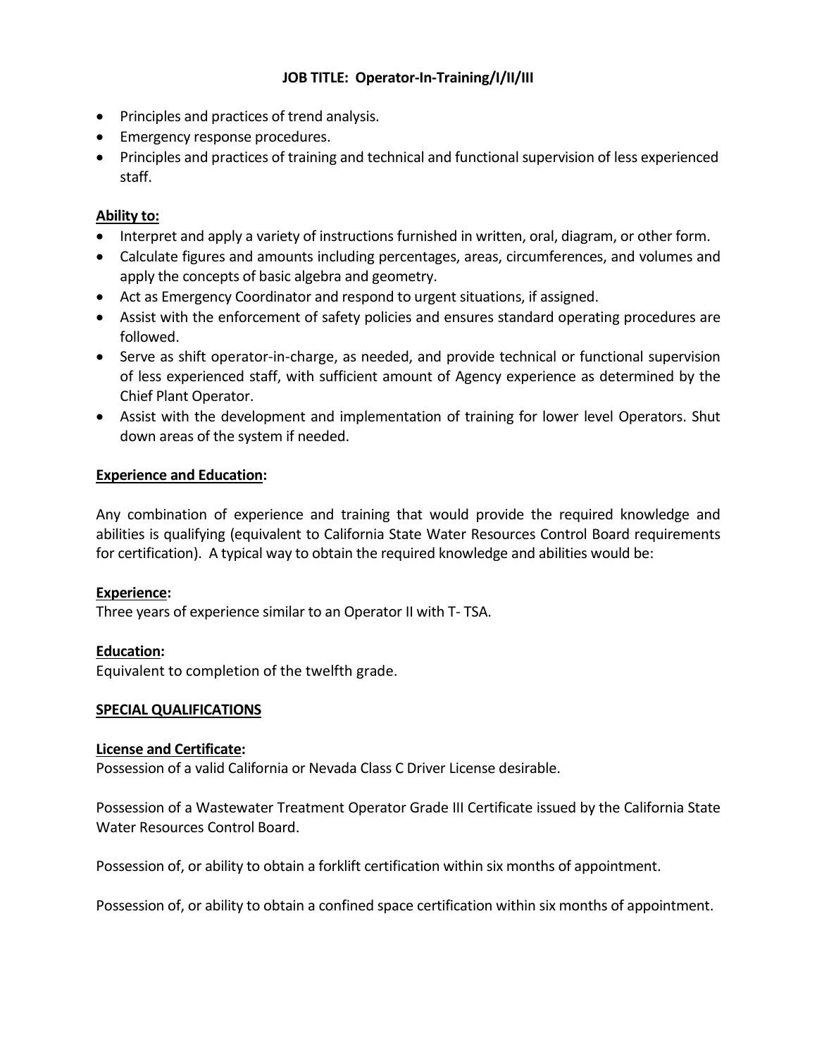**JOB TITLE: Operator-In-Training/I/II/III**

- Principles and practices of trend analysis.
- Emergency response procedures.
- Principles and practices of training and technical and functional supervision of less experienced staff.

**Ability to:**

- Interpret and apply a variety of instructions furnished in written, oral, diagram, or other form.
- Calculate figures and amounts including percentages, areas, circumferences, and volumes and apply the concepts of basic algebra and geometry.
- Act as Emergency Coordinator and respond to urgent situations, if assigned.
- Assist with the enforcement of safety policies and ensures standard operating procedures are followed.
- Serve as shift operator-in-charge, as needed, and provide technical or functional supervision of less experienced staff, with sufficient amount of Agency experience as determined by the Chief Plant Operator.
- Assist with the development and implementation of training for lower level Operators. Shut down areas of the system if needed.

**Experience and Education:**

Any combination of experience and training that would provide the required knowledge and abilities is qualifying (equivalent to California State Water Resources Control Board requirements for certification). A typical way to obtain the required knowledge and abilities would be:

**Experience:**
Three years of experience similar to an Operator II with T- TSA.

**Education:**
Equivalent to completion of the twelfth grade.

**SPECIAL QUALIFICATIONS**

**License and Certificate:**
Possession of a valid California or Nevada Class C Driver License desirable.

Possession of a Wastewater Treatment Operator Grade III Certificate issued by the California State Water Resources Control Board.

Possession of, or ability to obtain a forklift certification within six months of appointment.

Possession of, or ability to obtain a confined space certification within six months of appointment.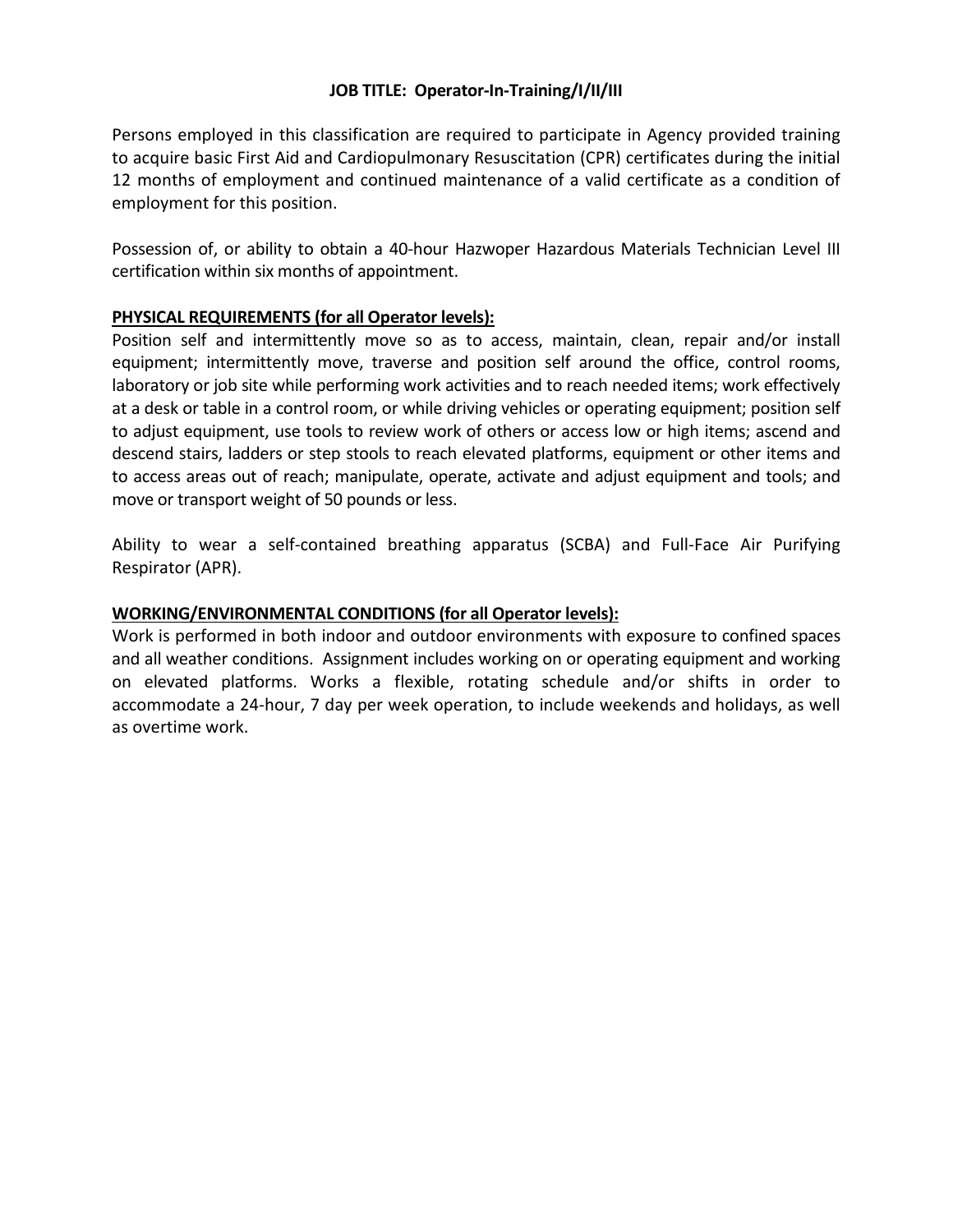**JOB TITLE: Operator-In-Training/I/II/III**

Persons employed in this classification are required to participate in Agency provided training to acquire basic First Aid and Cardiopulmonary Resuscitation (CPR) certificates during the initial 12 months of employment and continued maintenance of a valid certificate as a condition of employment for this position.

Possession of, or ability to obtain a 40-hour Hazwoper Hazardous Materials Technician Level III certification within six months of appointment.

**PHYSICAL REQUIREMENTS (for all Operator levels):**

Position self and intermittently move so as to access, maintain, clean, repair and/or install equipment; intermittently move, traverse and position self around the office, control rooms, laboratory or job site while performing work activities and to reach needed items; work effectively at a desk or table in a control room, or while driving vehicles or operating equipment; position self to adjust equipment, use tools to review work of others or access low or high items; ascend and descend stairs, ladders or step stools to reach elevated platforms, equipment or other items and to access areas out of reach; manipulate, operate, activate and adjust equipment and tools; and move or transport weight of 50 pounds or less.

Ability to wear a self-contained breathing apparatus (SCBA) and Full-Face Air Purifying Respirator (APR).

**WORKING/ENVIRONMENTAL CONDITIONS (for all Operator levels):**

Work is performed in both indoor and outdoor environments with exposure to confined spaces and all weather conditions. Assignment includes working on or operating equipment and working on elevated platforms. Works a flexible, rotating schedule and/or shifts in order to accommodate a 24-hour, 7 day per week operation, to include weekends and holidays, as well as overtime work.